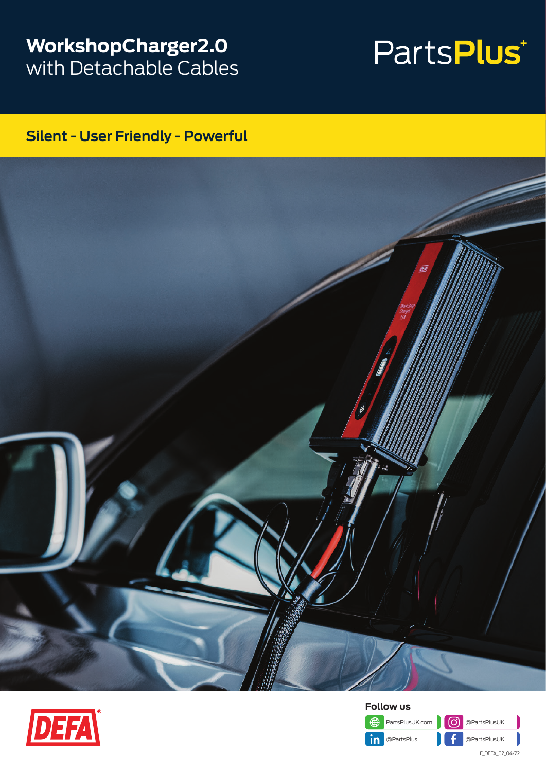# WorkshopCharger2.0
with Detachable Cables

PartsPlus+

## Silent - User Friendly - Powerful

DEFA®

### Follow us

PartsPlusUK.com

@PartsPlusUK

@PartsPlus

@PartsPlusUK

F_DEFA_02_04/22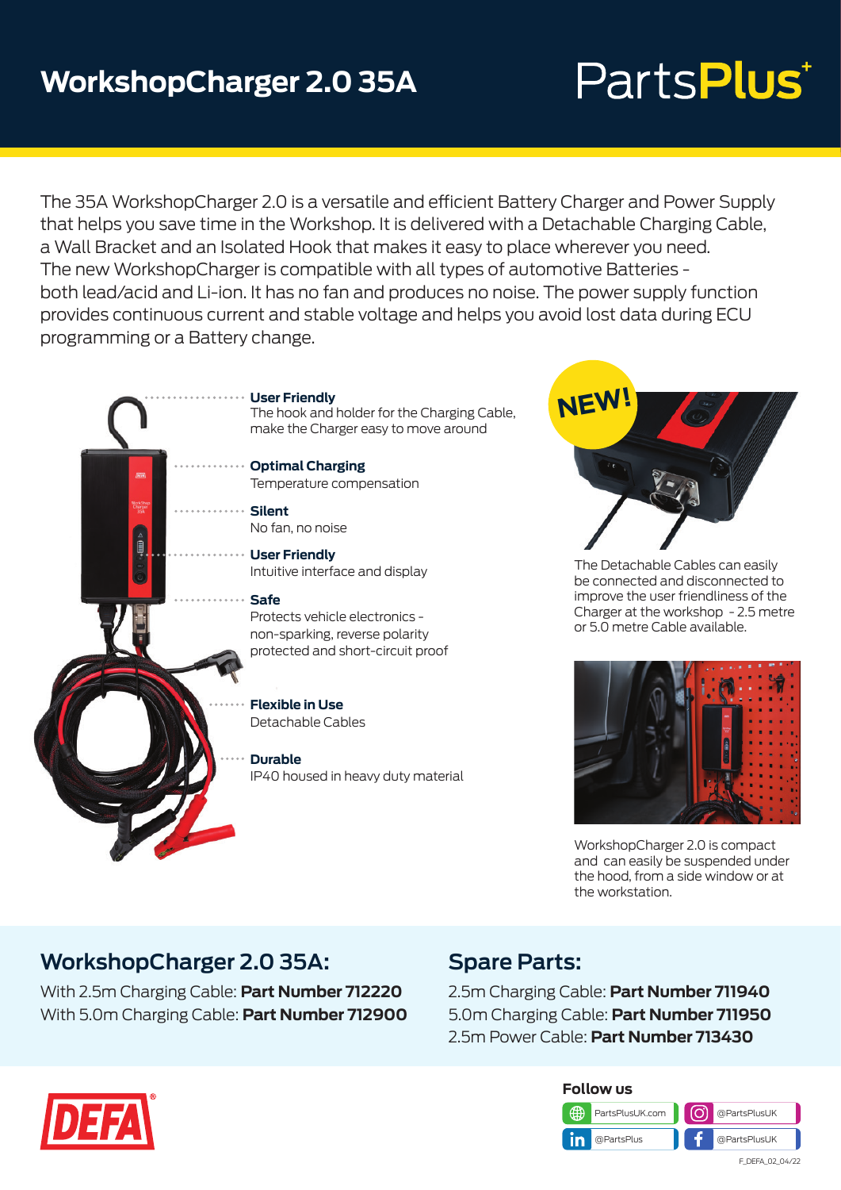# WorkshopCharger 2.0 35A

PartsPlus

The 35A WorkshopCharger 2.0 is a versatile and efficient Battery Charger and Power Supply that helps you save time in the Workshop. It is delivered with a Detachable Charging Cable, a Wall Bracket and an Isolated Hook that makes it easy to place wherever you need. The new WorkshopCharger is compatible with all types of automotive Batteries - both lead/acid and Li-ion. It has no fan and produces no noise. The power supply function provides continuous current and stable voltage and helps you avoid lost data during ECU programming or a Battery change.

**User Friendly**
The hook and holder for the Charging Cable, make the Charger easy to move around

**Optimal Charging**
Temperature compensation

**Silent**
No fan, no noise

**User Friendly**
Intuitive interface and display

**Safe**
Protects vehicle electronics - non-sparking, reverse polarity protected and short-circuit proof

**Flexible in Use**
Detachable Cables

**Durable**
IP40 housed in heavy duty material

NEW!

The Detachable Cables can easily be connected and disconnected to improve the user friendliness of the Charger at the workshop - 2.5 metre or 5.0 metre Cable available.

WorkshopCharger 2.0 is compact and can easily be suspended under the hood, from a side window or at the workstation.

## WorkshopCharger 2.0 35A:

With 2.5m Charging Cable: **Part Number 712220**
With 5.0m Charging Cable: **Part Number 712900**

## Spare Parts:

2.5m Charging Cable: **Part Number 711940**
5.0m Charging Cable: **Part Number 711950**
2.5m Power Cable: **Part Number 713430**

DEFA®

**Follow us**

PartsPlusUK.com
@PartsPlusUK
@PartsPlus
@PartsPlusUK

F_DEFA_02_04/22